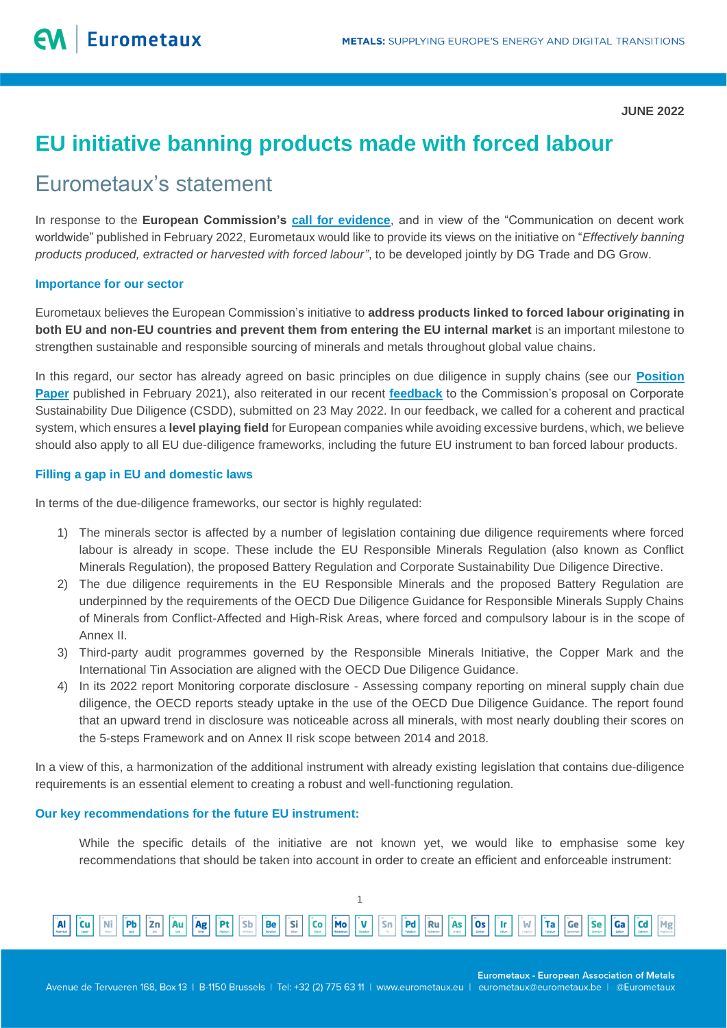JUNE 2022

# EU initiative banning products made with forced labour

## Eurometaux's statement

In response to the **European Commission's** call for evidence, and in view of the "Communication on decent work worldwide" published in February 2022, Eurometaux would like to provide its views on the initiative on "*Effectively banning products produced, extracted or harvested with forced labour"*, to be developed jointly by DG Trade and DG Grow.

### Importance for our sector

Eurometaux believes the European Commission's initiative to **address products linked to forced labour originating in both EU and non-EU countries and prevent them from entering the EU internal market** is an important milestone to strengthen sustainable and responsible sourcing of minerals and metals throughout global value chains.

In this regard, our sector has already agreed on basic principles on due diligence in supply chains (see our **Position Paper** published in February 2021), also reiterated in our recent **feedback** to the Commission's proposal on Corporate Sustainability Due Diligence (CSDD), submitted on 23 May 2022. In our feedback, we called for a coherent and practical system, which ensures a **level playing field** for European companies while avoiding excessive burdens, which, we believe should also apply to all EU due-diligence frameworks, including the future EU instrument to ban forced labour products.

### Filling a gap in EU and domestic laws

In terms of the due-diligence frameworks, our sector is highly regulated:

1) The minerals sector is affected by a number of legislation containing due diligence requirements where forced labour is already in scope. These include the EU Responsible Minerals Regulation (also known as Conflict Minerals Regulation), the proposed Battery Regulation and Corporate Sustainability Due Diligence Directive.
2) The due diligence requirements in the EU Responsible Minerals and the proposed Battery Regulation are underpinned by the requirements of the OECD Due Diligence Guidance for Responsible Minerals Supply Chains of Minerals from Conflict-Affected and High-Risk Areas, where forced and compulsory labour is in the scope of Annex II.
3) Third-party audit programmes governed by the Responsible Minerals Initiative, the Copper Mark and the International Tin Association are aligned with the OECD Due Diligence Guidance.
4) In its 2022 report Monitoring corporate disclosure - Assessing company reporting on mineral supply chain due diligence, the OECD reports steady uptake in the use of the OECD Due Diligence Guidance. The report found that an upward trend in disclosure was noticeable across all minerals, with most nearly doubling their scores on the 5-steps Framework and on Annex II risk scope between 2014 and 2018.

In a view of this, a harmonization of the additional instrument with already existing legislation that contains due-diligence requirements is an essential element to creating a robust and well-functioning regulation.

### Our key recommendations for the future EU instrument:

While the specific details of the initiative are not known yet, we would like to emphasise some key recommendations that should be taken into account in order to create an efficient and enforceable instrument: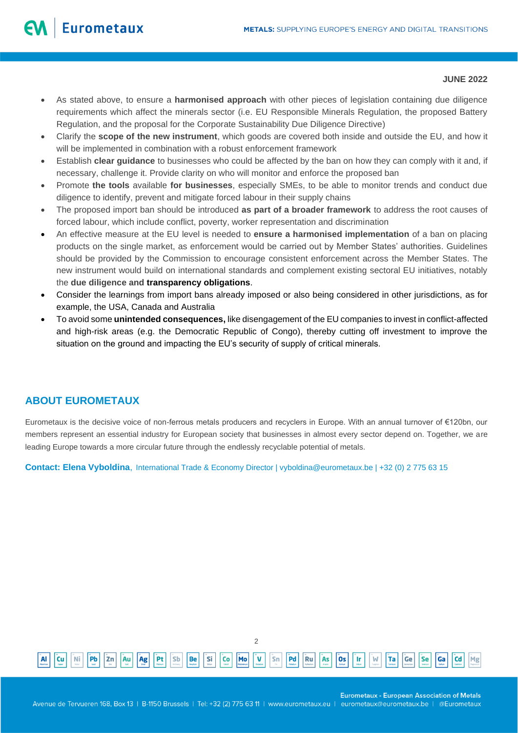JUNE 2022

- As stated above, to ensure a **harmonised approach** with other pieces of legislation containing due diligence requirements which affect the minerals sector (i.e. EU Responsible Minerals Regulation, the proposed Battery Regulation, and the proposal for the Corporate Sustainability Due Diligence Directive)
- Clarify the **scope of the new instrument**, which goods are covered both inside and outside the EU, and how it will be implemented in combination with a robust enforcement framework
- Establish **clear guidance** to businesses who could be affected by the ban on how they can comply with it and, if necessary, challenge it. Provide clarity on who will monitor and enforce the proposed ban
- Promote **the tools** available **for businesses**, especially SMEs, to be able to monitor trends and conduct due diligence to identify, prevent and mitigate forced labour in their supply chains
- The proposed import ban should be introduced **as part of a broader framework** to address the root causes of forced labour, which include conflict, poverty, worker representation and discrimination
- An effective measure at the EU level is needed to **ensure a harmonised implementation** of a ban on placing products on the single market, as enforcement would be carried out by Member States' authorities. Guidelines should be provided by the Commission to encourage consistent enforcement across the Member States. The new instrument would build on international standards and complement existing sectoral EU initiatives, notably the **due diligence and transparency obligations**.
- Consider the learnings from import bans already imposed or also being considered in other jurisdictions, as for example, the USA, Canada and Australia
- To avoid some **unintended consequences,** like disengagement of the EU companies to invest in conflict-affected and high-risk areas (e.g. the Democratic Republic of Congo), thereby cutting off investment to improve the situation on the ground and impacting the EU's security of supply of critical minerals.

## ABOUT EUROMETAUX

Eurometaux is the decisive voice of non-ferrous metals producers and recyclers in Europe. With an annual turnover of €120bn, our members represent an essential industry for European society that businesses in almost every sector depend on. Together, we are leading Europe towards a more circular future through the endlessly recyclable potential of metals.

**Contact: Elena Vyboldina**, International Trade & Economy Director | vyboldina@eurometaux.be | +32 (0) 2 775 63 15